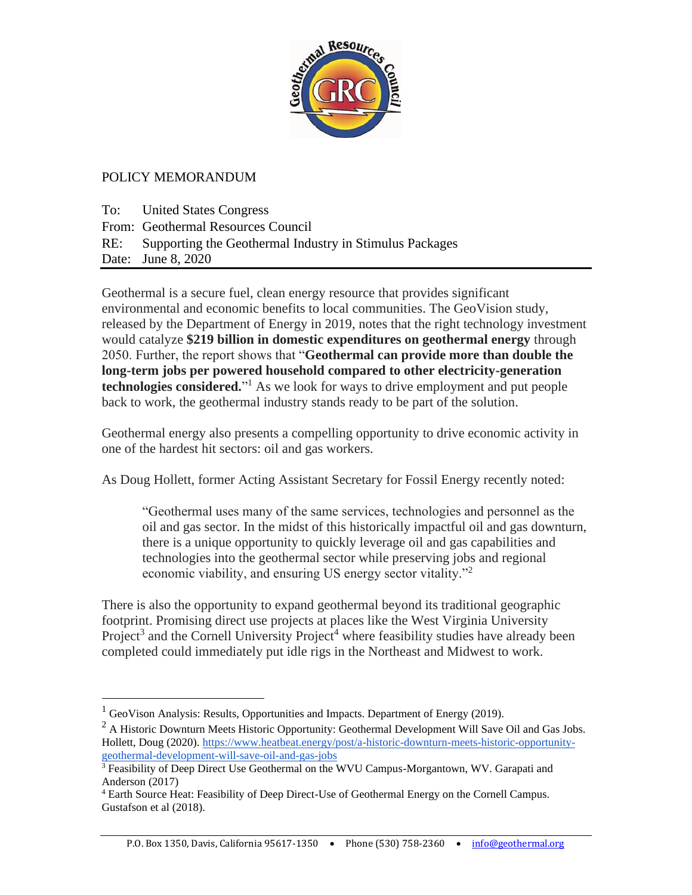POLICY MEMORANDUM

To: United States Congress
From: Geothermal Resources Council
RE: Supporting the Geothermal Industry in Stimulus Packages
Date: June 8, 2020

Geothermal is a secure fuel, clean energy resource that provides significant environmental and economic benefits to local communities. The GeoVision study, released by the Department of Energy in 2019, notes that the right technology investment would catalyze **$219 billion in domestic expenditures on geothermal energy** through 2050. Further, the report shows that "**Geothermal can provide more than double the long-term jobs per powered household compared to other electricity-generation technologies considered.**"[1] As we look for ways to drive employment and put people back to work, the geothermal industry stands ready to be part of the solution.

Geothermal energy also presents a compelling opportunity to drive economic activity in one of the hardest hit sectors: oil and gas workers.

As Doug Hollett, former Acting Assistant Secretary for Fossil Energy recently noted:

> "Geothermal uses many of the same services, technologies and personnel as the oil and gas sector. In the midst of this historically impactful oil and gas downturn, there is a unique opportunity to quickly leverage oil and gas capabilities and technologies into the geothermal sector while preserving jobs and regional economic viability, and ensuring US energy sector vitality."[2]

There is also the opportunity to expand geothermal beyond its traditional geographic footprint. Promising direct use projects at places like the West Virginia University Project[3] and the Cornell University Project[4] where feasibility studies have already been completed could immediately put idle rigs in the Northeast and Midwest to work.

---

[1] GeoVison Analysis: Results, Opportunities and Impacts. Department of Energy (2019).

[2] A Historic Downturn Meets Historic Opportunity: Geothermal Development Will Save Oil and Gas Jobs. Hollett, Doug (2020). https://www.heatbeat.energy/post/a-historic-downturn-meets-historic-opportunity-geothermal-development-will-save-oil-and-gas-jobs

[3] Feasibility of Deep Direct Use Geothermal on the WVU Campus-Morgantown, WV. Garapati and Anderson (2017)

[4] Earth Source Heat: Feasibility of Deep Direct-Use of Geothermal Energy on the Cornell Campus. Gustafson et al (2018).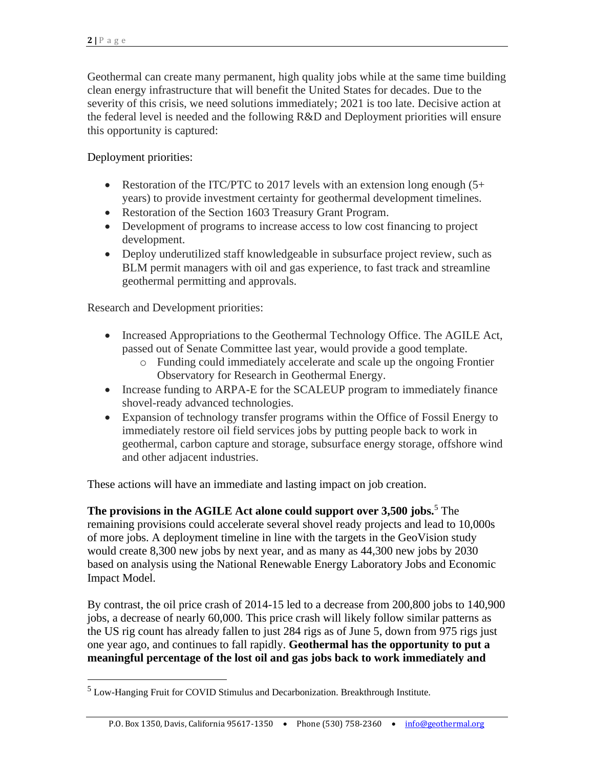Geothermal can create many permanent, high quality jobs while at the same time building clean energy infrastructure that will benefit the United States for decades. Due to the severity of this crisis, we need solutions immediately; 2021 is too late. Decisive action at the federal level is needed and the following R&D and Deployment priorities will ensure this opportunity is captured:

Deployment priorities:

- Restoration of the ITC/PTC to 2017 levels with an extension long enough (5+ years) to provide investment certainty for geothermal development timelines.
- Restoration of the Section 1603 Treasury Grant Program.
- Development of programs to increase access to low cost financing to project development.
- Deploy underutilized staff knowledgeable in subsurface project review, such as BLM permit managers with oil and gas experience, to fast track and streamline geothermal permitting and approvals.

Research and Development priorities:

- Increased Appropriations to the Geothermal Technology Office. The AGILE Act, passed out of Senate Committee last year, would provide a good template.
    - Funding could immediately accelerate and scale up the ongoing Frontier Observatory for Research in Geothermal Energy.
- Increase funding to ARPA-E for the SCALEUP program to immediately finance shovel-ready advanced technologies.
- Expansion of technology transfer programs within the Office of Fossil Energy to immediately restore oil field services jobs by putting people back to work in geothermal, carbon capture and storage, subsurface energy storage, offshore wind and other adjacent industries.

These actions will have an immediate and lasting impact on job creation.

**The provisions in the AGILE Act alone could support over 3,500 jobs.**[5] The remaining provisions could accelerate several shovel ready projects and lead to 10,000s of more jobs. A deployment timeline in line with the targets in the GeoVision study would create 8,300 new jobs by next year, and as many as 44,300 new jobs by 2030 based on analysis using the National Renewable Energy Laboratory Jobs and Economic Impact Model.

By contrast, the oil price crash of 2014-15 led to a decrease from 200,800 jobs to 140,900 jobs, a decrease of nearly 60,000. This price crash will likely follow similar patterns as the US rig count has already fallen to just 284 rigs as of June 5, down from 975 rigs just one year ago, and continues to fall rapidly. **Geothermal has the opportunity to put a meaningful percentage of the lost oil and gas jobs back to work immediately and**

[5] Low-Hanging Fruit for COVID Stimulus and Decarbonization. Breakthrough Institute.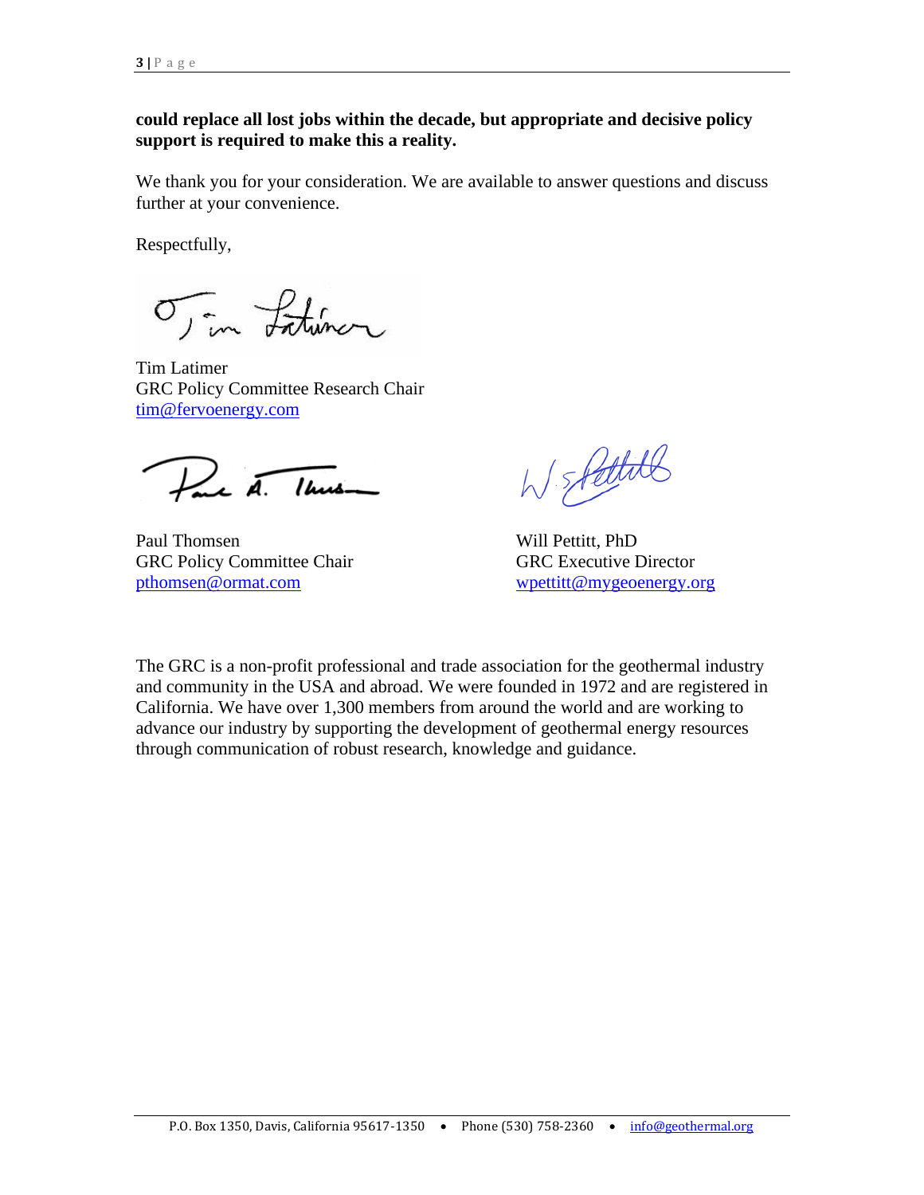**could replace all lost jobs within the decade, but appropriate and decisive policy support is required to make this a reality.**

We thank you for your consideration. We are available to answer questions and discuss further at your convenience.

Respectfully,

Tim Latimer
GRC Policy Committee Research Chair
tim@fervoenergy.com

Paul Thomsen
GRC Policy Committee Chair
pthomsen@ormat.com

Will Pettitt, PhD
GRC Executive Director
wpettitt@mygeoenergy.org

The GRC is a non-profit professional and trade association for the geothermal industry and community in the USA and abroad. We were founded in 1972 and are registered in California. We have over 1,300 members from around the world and are working to advance our industry by supporting the development of geothermal energy resources through communication of robust research, knowledge and guidance.